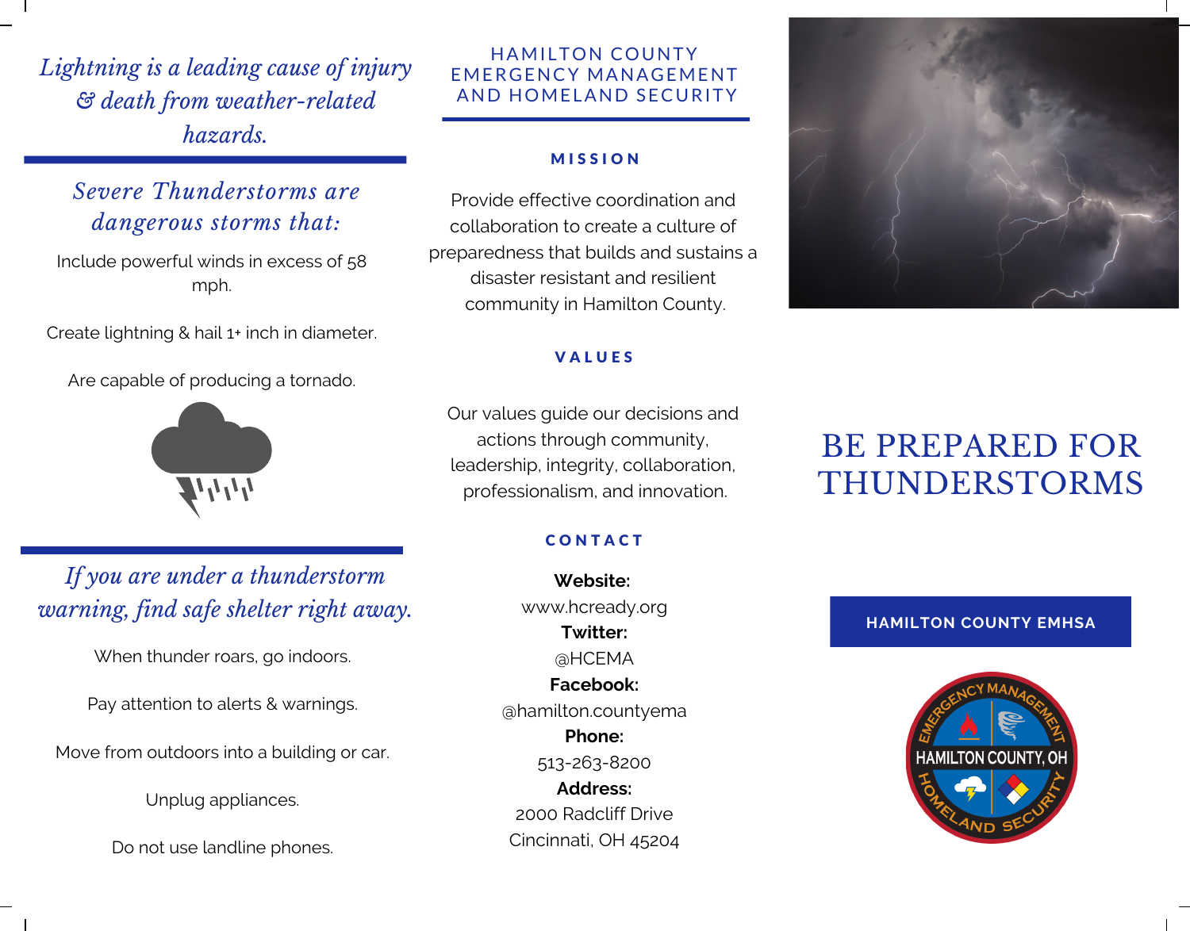*Lightning is a leading cause of injury & death from weather-related hazards.*

## *Severe Thunderstorms are dangerous storms that:*

Include powerful winds in excess of 58 mph.

Create lightning & hail 1+ inch in diameter.

Are capable of producing a tornado.

## *If you are under a thunderstorm warning, find safe shelter right away.*

When thunder roars, go indoors.

Pay attention to alerts & warnings.

Move from outdoors into a building or car.

Unplug appliances.

Do not use landline phones.

# HAMILTON COUNTY EMERGENCY MANAGEMENT AND HOMELAND SECURITY

### MISSION

Provide effective coordination and collaboration to create a culture of preparedness that builds and sustains a disaster resistant and resilient community in Hamilton County.

### VALUES

Our values guide our decisions and actions through community, leadership, integrity, collaboration, professionalism, and innovation.

### CONTACT

**Website:**
www.hcready.org
**Twitter:**
@HCEMA
**Facebook:**
@hamilton.countyema
**Phone:**
513-263-8200
**Address:**
2000 Radcliff Drive
Cincinnati, OH 45204

# BE PREPARED FOR THUNDERSTORMS

**HAMILTON COUNTY EMHSA**

EMERGENCY MANAGEMENT
HAMILTON COUNTY, OH
HOMELAND SECURITY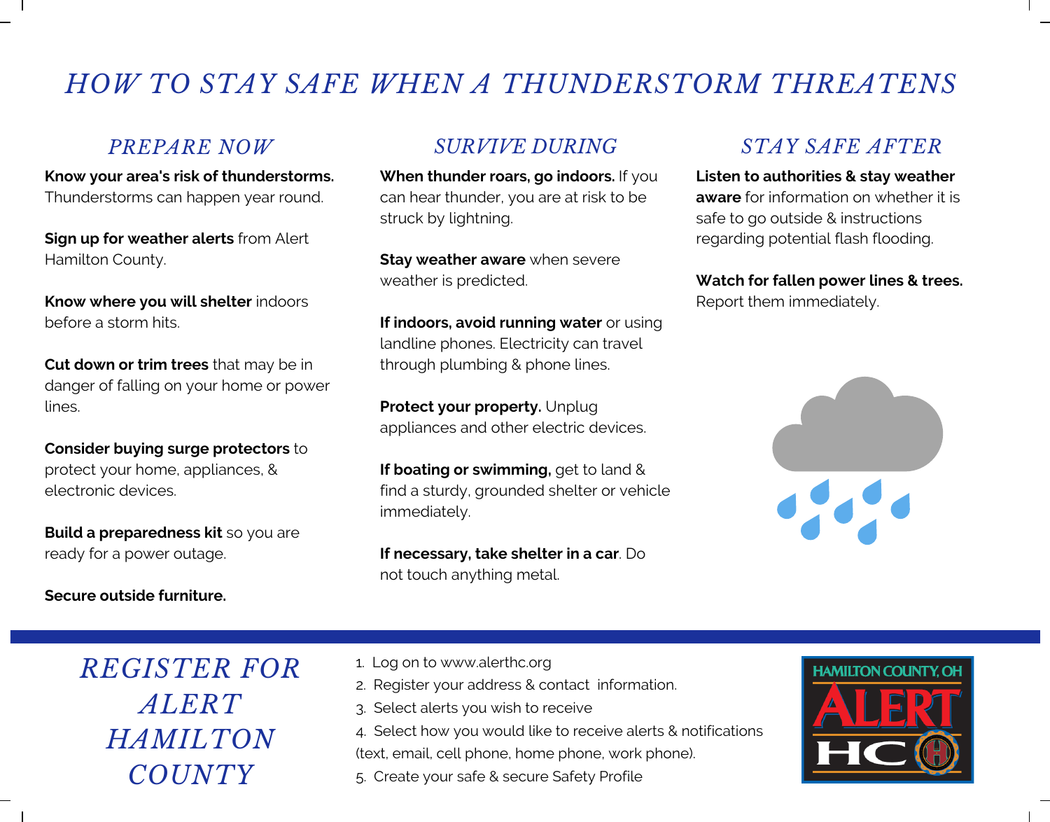# *HOW TO STAY SAFE WHEN A THUNDERSTORM THREATENS*

## *PREPARE NOW*

**Know your area's risk of thunderstorms.** Thunderstorms can happen year round.

**Sign up for weather alerts** from Alert Hamilton County.

**Know where you will shelter** indoors before a storm hits.

**Cut down or trim trees** that may be in danger of falling on your home or power lines.

**Consider buying surge protectors** to protect your home, appliances, & electronic devices.

**Build a preparedness kit** so you are ready for a power outage.

**Secure outside furniture.**

## *SURVIVE DURING*

**When thunder roars, go indoors.** If you can hear thunder, you are at risk to be struck by lightning.

**Stay weather aware** when severe weather is predicted.

**If indoors, avoid running water** or using landline phones. Electricity can travel through plumbing & phone lines.

**Protect your property.** Unplug appliances and other electric devices.

**If boating or swimming,** get to land & find a sturdy, grounded shelter or vehicle immediately.

**If necessary, take shelter in a car**. Do not touch anything metal.

## *STAY SAFE AFTER*

**Listen to authorities & stay weather aware** for information on whether it is safe to go outside & instructions regarding potential flash flooding.

**Watch for fallen power lines & trees.** Report them immediately.

## *REGISTER FOR ALERT HAMILTON COUNTY*

1. Log on to www.alerthc.org
2. Register your address & contact information.
3. Select alerts you wish to receive
4. Select how you would like to receive alerts & notifications (text, email, cell phone, home phone, work phone).
5. Create your safe & secure Safety Profile

HAMILTON COUNTY, OH ALERT HC